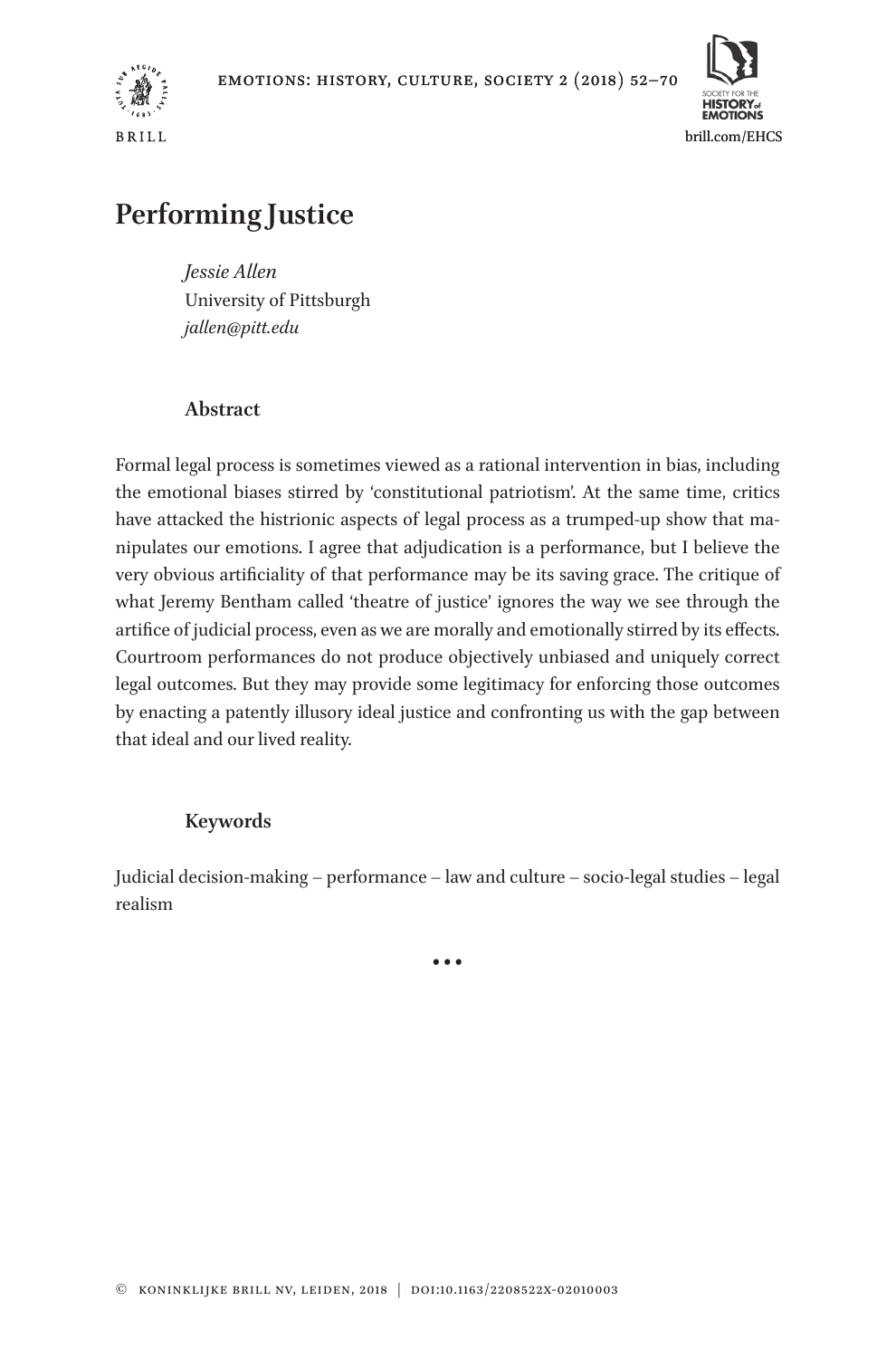# Performing Justice

*Jessie Allen*
University of Pittsburgh
*jallen@pitt.edu*

## Abstract

Formal legal process is sometimes viewed as a rational intervention in bias, including the emotional biases stirred by 'constitutional patriotism'. At the same time, critics have attacked the histrionic aspects of legal process as a trumped-up show that manipulates our emotions. I agree that adjudication is a performance, but I believe the very obvious artificiality of that performance may be its saving grace. The critique of what Jeremy Bentham called 'theatre of justice' ignores the way we see through the artifice of judicial process, even as we are morally and emotionally stirred by its effects. Courtroom performances do not produce objectively unbiased and uniquely correct legal outcomes. But they may provide some legitimacy for enforcing those outcomes by enacting a patently illusory ideal justice and confronting us with the gap between that ideal and our lived reality.

## Keywords

Judicial decision-making – performance – law and culture – socio-legal studies – legal realism

•••

© koninklijke brill nv, leiden, 2018 | doi:10.1163/2208522x-02010003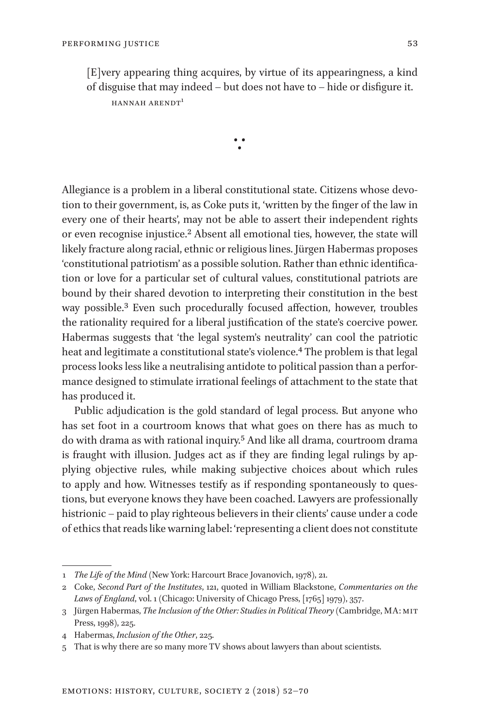> [E]very appearing thing acquires, by virtue of its appearingness, a kind of disguise that may indeed – but does not have to – hide or disfigure it.
>
> HANNAH ARENDT[1]

∵

Allegiance is a problem in a liberal constitutional state. Citizens whose devotion to their government, is, as Coke puts it, 'written by the finger of the law in every one of their hearts', may not be able to assert their independent rights or even recognise injustice.[2] Absent all emotional ties, however, the state will likely fracture along racial, ethnic or religious lines. Jürgen Habermas proposes 'constitutional patriotism' as a possible solution. Rather than ethnic identification or love for a particular set of cultural values, constitutional patriots are bound by their shared devotion to interpreting their constitution in the best way possible.[3] Even such procedurally focused affection, however, troubles the rationality required for a liberal justification of the state's coercive power. Habermas suggests that 'the legal system's neutrality' can cool the patriotic heat and legitimate a constitutional state's violence.[4] The problem is that legal process looks less like a neutralising antidote to political passion than a performance designed to stimulate irrational feelings of attachment to the state that has produced it.

Public adjudication is the gold standard of legal process. But anyone who has set foot in a courtroom knows that what goes on there has as much to do with drama as with rational inquiry.[5] And like all drama, courtroom drama is fraught with illusion. Judges act as if they are finding legal rulings by applying objective rules, while making subjective choices about which rules to apply and how. Witnesses testify as if responding spontaneously to questions, but everyone knows they have been coached. Lawyers are professionally histrionic – paid to play righteous believers in their clients' cause under a code of ethics that reads like warning label: 'representing a client does not constitute

---

1 *The Life of the Mind* (New York: Harcourt Brace Jovanovich, 1978), 21.

2 Coke, *Second Part of the Institutes*, 121, quoted in William Blackstone, *Commentaries on the Laws of England*, vol. 1 (Chicago: University of Chicago Press, [1765] 1979), 357.

3 Jürgen Habermas, *The Inclusion of the Other: Studies in Political Theory* (Cambridge, MA: MIT Press, 1998), 225.

4 Habermas, *Inclusion of the Other*, 225.

5 That is why there are so many more TV shows about lawyers than about scientists.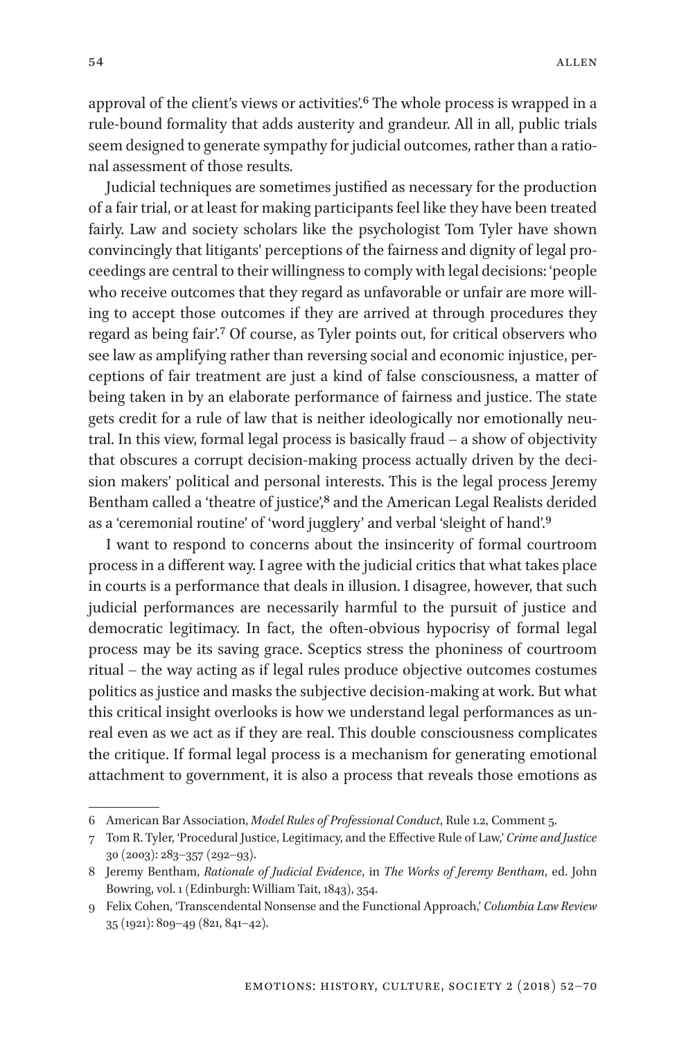approval of the client's views or activities'.[6] The whole process is wrapped in a rule-bound formality that adds austerity and grandeur. All in all, public trials seem designed to generate sympathy for judicial outcomes, rather than a rational assessment of those results.

Judicial techniques are sometimes justified as necessary for the production of a fair trial, or at least for making participants feel like they have been treated fairly. Law and society scholars like the psychologist Tom Tyler have shown convincingly that litigants' perceptions of the fairness and dignity of legal proceedings are central to their willingness to comply with legal decisions: 'people who receive outcomes that they regard as unfavorable or unfair are more willing to accept those outcomes if they are arrived at through procedures they regard as being fair'.[7] Of course, as Tyler points out, for critical observers who see law as amplifying rather than reversing social and economic injustice, perceptions of fair treatment are just a kind of false consciousness, a matter of being taken in by an elaborate performance of fairness and justice. The state gets credit for a rule of law that is neither ideologically nor emotionally neutral. In this view, formal legal process is basically fraud – a show of objectivity that obscures a corrupt decision-making process actually driven by the decision makers' political and personal interests. This is the legal process Jeremy Bentham called a 'theatre of justice',[8] and the American Legal Realists derided as a 'ceremonial routine' of 'word jugglery' and verbal 'sleight of hand'.[9]

I want to respond to concerns about the insincerity of formal courtroom process in a different way. I agree with the judicial critics that what takes place in courts is a performance that deals in illusion. I disagree, however, that such judicial performances are necessarily harmful to the pursuit of justice and democratic legitimacy. In fact, the often-obvious hypocrisy of formal legal process may be its saving grace. Sceptics stress the phoniness of courtroom ritual – the way acting as if legal rules produce objective outcomes costumes politics as justice and masks the subjective decision-making at work. But what this critical insight overlooks is how we understand legal performances as unreal even as we act as if they are real. This double consciousness complicates the critique. If formal legal process is a mechanism for generating emotional attachment to government, it is also a process that reveals those emotions as

---

6 American Bar Association, *Model Rules of Professional Conduct*, Rule 1.2, Comment 5.

7 Tom R. Tyler, 'Procedural Justice, Legitimacy, and the Effective Rule of Law,' *Crime and Justice* 30 (2003): 283–357 (292–93).

8 Jeremy Bentham, *Rationale of Judicial Evidence*, in *The Works of Jeremy Bentham*, ed. John Bowring, vol. 1 (Edinburgh: William Tait, 1843), 354.

9 Felix Cohen, 'Transcendental Nonsense and the Functional Approach,' *Columbia Law Review* 35 (1921): 809–49 (821, 841–42).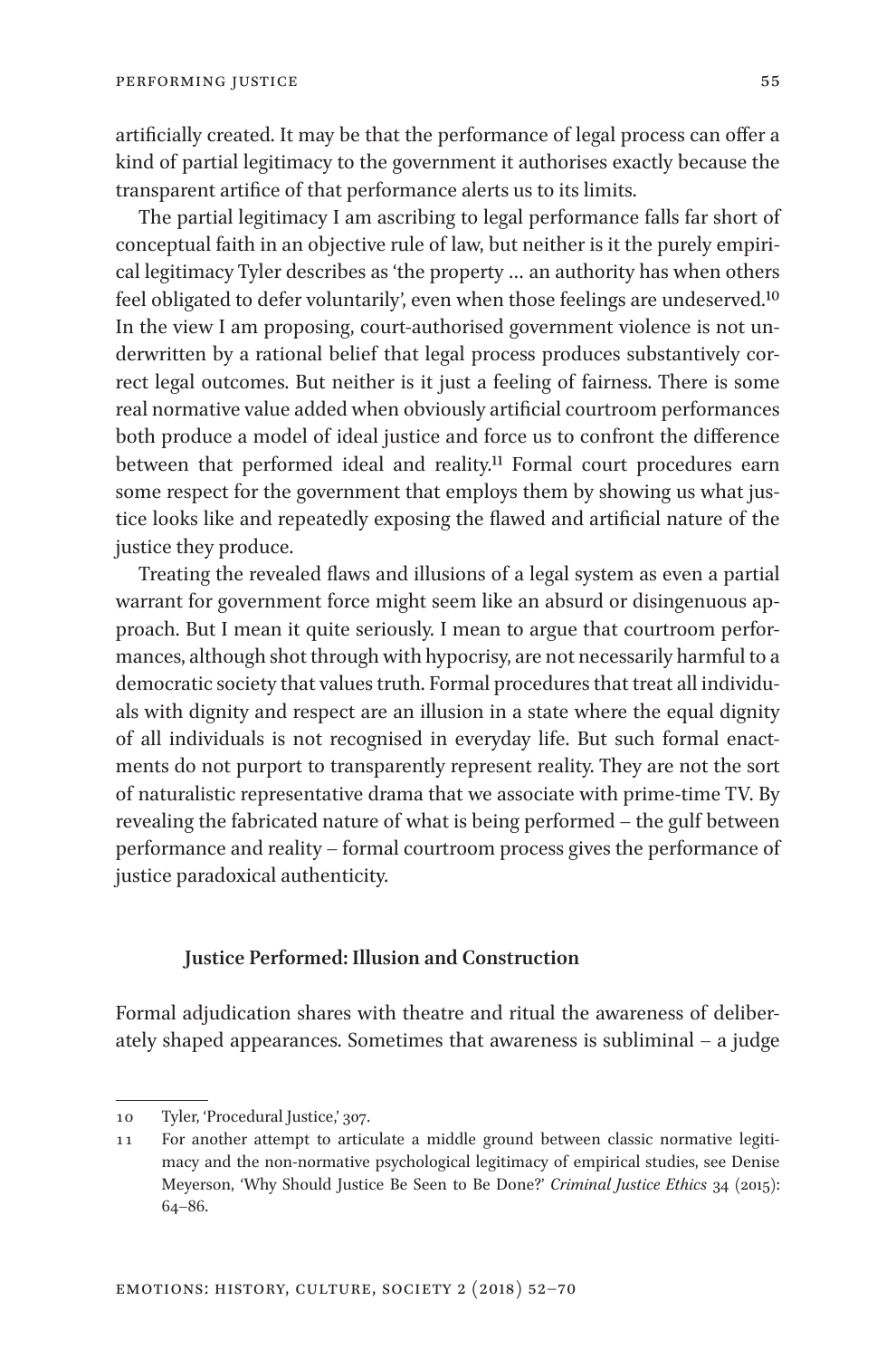artificially created. It may be that the performance of legal process can offer a kind of partial legitimacy to the government it authorises exactly because the transparent artifice of that performance alerts us to its limits.

The partial legitimacy I am ascribing to legal performance falls far short of conceptual faith in an objective rule of law, but neither is it the purely empirical legitimacy Tyler describes as 'the property … an authority has when others feel obligated to defer voluntarily', even when those feelings are undeserved.[10] In the view I am proposing, court-authorised government violence is not underwritten by a rational belief that legal process produces substantively correct legal outcomes. But neither is it just a feeling of fairness. There is some real normative value added when obviously artificial courtroom performances both produce a model of ideal justice and force us to confront the difference between that performed ideal and reality.[11] Formal court procedures earn some respect for the government that employs them by showing us what justice looks like and repeatedly exposing the flawed and artificial nature of the justice they produce.

Treating the revealed flaws and illusions of a legal system as even a partial warrant for government force might seem like an absurd or disingenuous approach. But I mean it quite seriously. I mean to argue that courtroom performances, although shot through with hypocrisy, are not necessarily harmful to a democratic society that values truth. Formal procedures that treat all individuals with dignity and respect are an illusion in a state where the equal dignity of all individuals is not recognised in everyday life. But such formal enactments do not purport to transparently represent reality. They are not the sort of naturalistic representative drama that we associate with prime-time TV. By revealing the fabricated nature of what is being performed – the gulf between performance and reality – formal courtroom process gives the performance of justice paradoxical authenticity.

### Justice Performed: Illusion and Construction

Formal adjudication shares with theatre and ritual the awareness of deliberately shaped appearances. Sometimes that awareness is subliminal – a judge

---

10 Tyler, 'Procedural Justice,' 307.

11 For another attempt to articulate a middle ground between classic normative legitimacy and the non-normative psychological legitimacy of empirical studies, see Denise Meyerson, 'Why Should Justice Be Seen to Be Done?' *Criminal Justice Ethics* 34 (2015): 64–86.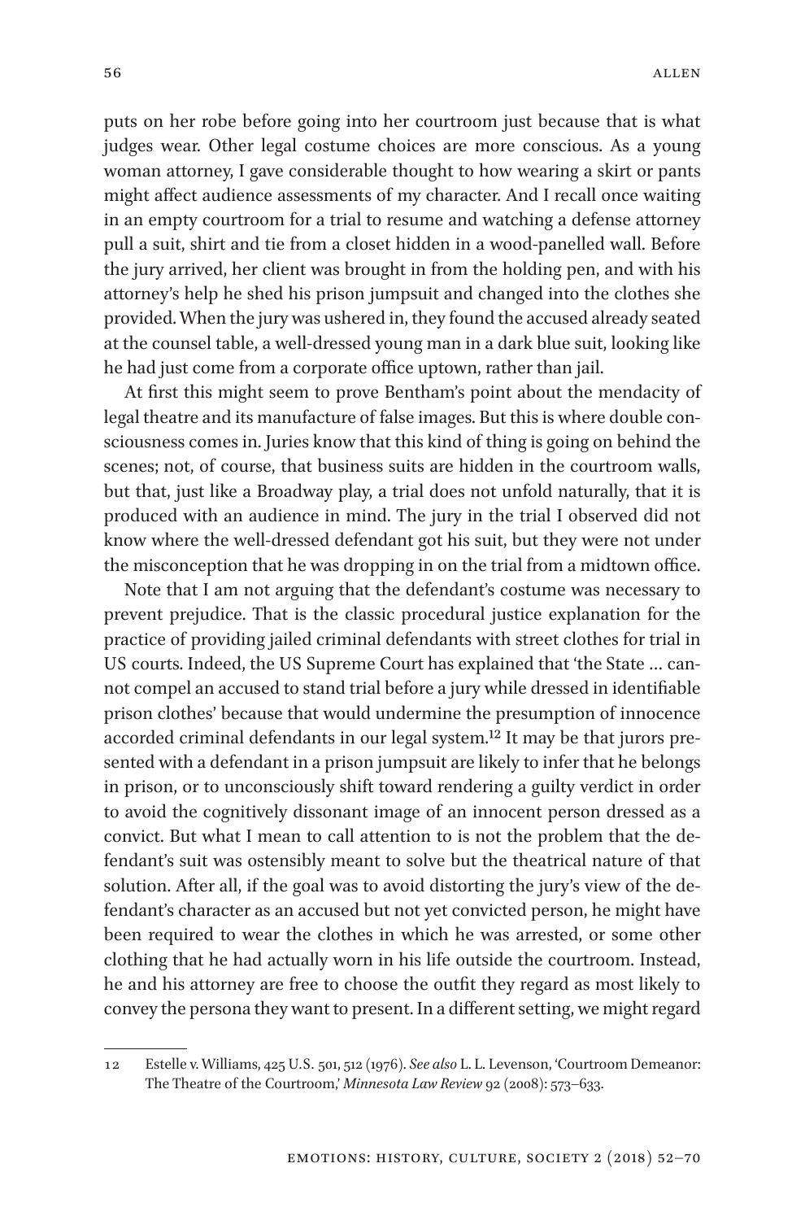puts on her robe before going into her courtroom just because that is what judges wear. Other legal costume choices are more conscious. As a young woman attorney, I gave considerable thought to how wearing a skirt or pants might affect audience assessments of my character. And I recall once waiting in an empty courtroom for a trial to resume and watching a defense attorney pull a suit, shirt and tie from a closet hidden in a wood-panelled wall. Before the jury arrived, her client was brought in from the holding pen, and with his attorney's help he shed his prison jumpsuit and changed into the clothes she provided. When the jury was ushered in, they found the accused already seated at the counsel table, a well-dressed young man in a dark blue suit, looking like he had just come from a corporate office uptown, rather than jail.

At first this might seem to prove Bentham's point about the mendacity of legal theatre and its manufacture of false images. But this is where double consciousness comes in. Juries know that this kind of thing is going on behind the scenes; not, of course, that business suits are hidden in the courtroom walls, but that, just like a Broadway play, a trial does not unfold naturally, that it is produced with an audience in mind. The jury in the trial I observed did not know where the well-dressed defendant got his suit, but they were not under the misconception that he was dropping in on the trial from a midtown office.

Note that I am not arguing that the defendant's costume was necessary to prevent prejudice. That is the classic procedural justice explanation for the practice of providing jailed criminal defendants with street clothes for trial in US courts. Indeed, the US Supreme Court has explained that 'the State … cannot compel an accused to stand trial before a jury while dressed in identifiable prison clothes' because that would undermine the presumption of innocence accorded criminal defendants in our legal system.[12] It may be that jurors presented with a defendant in a prison jumpsuit are likely to infer that he belongs in prison, or to unconsciously shift toward rendering a guilty verdict in order to avoid the cognitively dissonant image of an innocent person dressed as a convict. But what I mean to call attention to is not the problem that the defendant's suit was ostensibly meant to solve but the theatrical nature of that solution. After all, if the goal was to avoid distorting the jury's view of the defendant's character as an accused but not yet convicted person, he might have been required to wear the clothes in which he was arrested, or some other clothing that he had actually worn in his life outside the courtroom. Instead, he and his attorney are free to choose the outfit they regard as most likely to convey the persona they want to present. In a different setting, we might regard

---

12 Estelle v. Williams, 425 U.S. 501, 512 (1976). *See also* L. L. Levenson, 'Courtroom Demeanor: The Theatre of the Courtroom,' *Minnesota Law Review* 92 (2008): 573–633.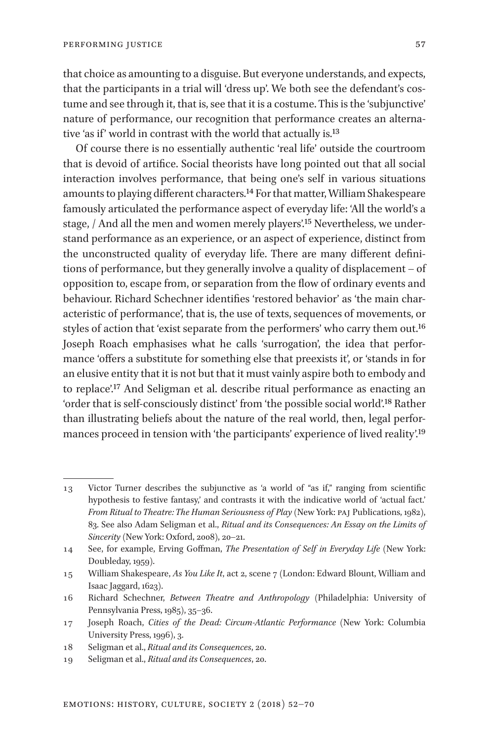that choice as amounting to a disguise. But everyone understands, and expects, that the participants in a trial will 'dress up'. We both see the defendant's costume and see through it, that is, see that it is a costume. This is the 'subjunctive' nature of performance, our recognition that performance creates an alternative 'as if' world in contrast with the world that actually is.[13]

Of course there is no essentially authentic 'real life' outside the courtroom that is devoid of artifice. Social theorists have long pointed out that all social interaction involves performance, that being one's self in various situations amounts to playing different characters.[14] For that matter, William Shakespeare famously articulated the performance aspect of everyday life: 'All the world's a stage, / And all the men and women merely players'.[15] Nevertheless, we understand performance as an experience, or an aspect of experience, distinct from the unconstructed quality of everyday life. There are many different definitions of performance, but they generally involve a quality of displacement – of opposition to, escape from, or separation from the flow of ordinary events and behaviour. Richard Schechner identifies 'restored behavior' as 'the main characteristic of performance', that is, the use of texts, sequences of movements, or styles of action that 'exist separate from the performers' who carry them out.[16] Joseph Roach emphasises what he calls 'surrogation', the idea that performance 'offers a substitute for something else that preexists it', or 'stands in for an elusive entity that it is not but that it must vainly aspire both to embody and to replace'.[17] And Seligman et al. describe ritual performance as enacting an 'order that is self-consciously distinct' from 'the possible social world'.[18] Rather than illustrating beliefs about the nature of the real world, then, legal performances proceed in tension with 'the participants' experience of lived reality'.[19]

---

13 Victor Turner describes the subjunctive as 'a world of "as if," ranging from scientific hypothesis to festive fantasy,' and contrasts it with the indicative world of 'actual fact.' *From Ritual to Theatre: The Human Seriousness of Play* (New York: PAJ Publications, 1982), 83. See also Adam Seligman et al., *Ritual and its Consequences: An Essay on the Limits of Sincerity* (New York: Oxford, 2008), 20–21.

14 See, for example, Erving Goffman, *The Presentation of Self in Everyday Life* (New York: Doubleday, 1959).

15 William Shakespeare, *As You Like It*, act 2, scene 7 (London: Edward Blount, William and Isaac Jaggard, 1623).

16 Richard Schechner, *Between Theatre and Anthropology* (Philadelphia: University of Pennsylvania Press, 1985), 35–36.

17 Joseph Roach, *Cities of the Dead: Circum-Atlantic Performance* (New York: Columbia University Press, 1996), 3.

18 Seligman et al., *Ritual and its Consequences*, 20.

19 Seligman et al., *Ritual and its Consequences*, 20.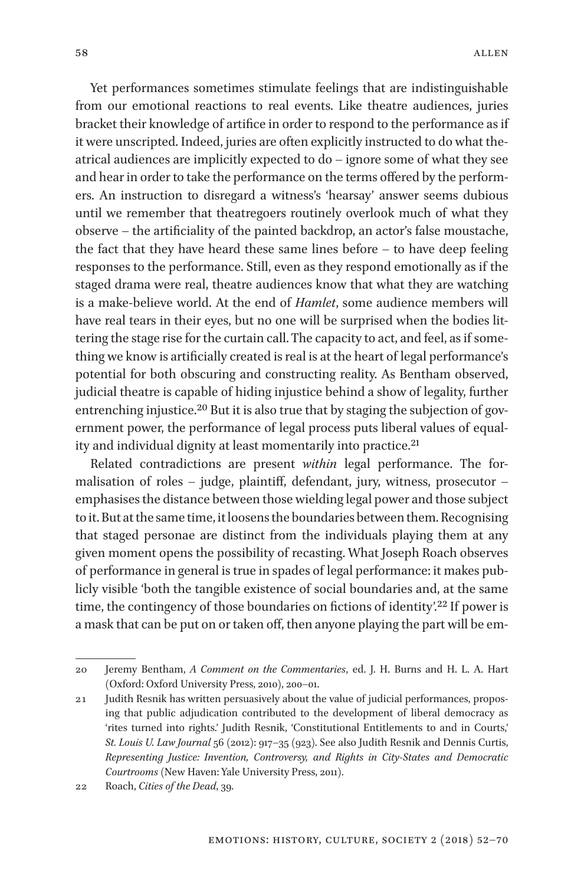Yet performances sometimes stimulate feelings that are indistinguishable from our emotional reactions to real events. Like theatre audiences, juries bracket their knowledge of artifice in order to respond to the performance as if it were unscripted. Indeed, juries are often explicitly instructed to do what theatrical audiences are implicitly expected to do – ignore some of what they see and hear in order to take the performance on the terms offered by the performers. An instruction to disregard a witness's 'hearsay' answer seems dubious until we remember that theatregoers routinely overlook much of what they observe – the artificiality of the painted backdrop, an actor's false moustache, the fact that they have heard these same lines before – to have deep feeling responses to the performance. Still, even as they respond emotionally as if the staged drama were real, theatre audiences know that what they are watching is a make-believe world. At the end of *Hamlet*, some audience members will have real tears in their eyes, but no one will be surprised when the bodies littering the stage rise for the curtain call. The capacity to act, and feel, as if something we know is artificially created is real is at the heart of legal performance's potential for both obscuring and constructing reality. As Bentham observed, judicial theatre is capable of hiding injustice behind a show of legality, further entrenching injustice.[20] But it is also true that by staging the subjection of government power, the performance of legal process puts liberal values of equality and individual dignity at least momentarily into practice.[21]

Related contradictions are present *within* legal performance. The formalisation of roles – judge, plaintiff, defendant, jury, witness, prosecutor – emphasises the distance between those wielding legal power and those subject to it. But at the same time, it loosens the boundaries between them. Recognising that staged personae are distinct from the individuals playing them at any given moment opens the possibility of recasting. What Joseph Roach observes of performance in general is true in spades of legal performance: it makes publicly visible 'both the tangible existence of social boundaries and, at the same time, the contingency of those boundaries on fictions of identity'.[22] If power is a mask that can be put on or taken off, then anyone playing the part will be em-

20 Jeremy Bentham, *A Comment on the Commentaries*, ed. J. H. Burns and H. L. A. Hart (Oxford: Oxford University Press, 2010), 200–01.

21 Judith Resnik has written persuasively about the value of judicial performances, proposing that public adjudication contributed to the development of liberal democracy as 'rites turned into rights.' Judith Resnik, 'Constitutional Entitlements to and in Courts,' *St. Louis U. Law Journal* 56 (2012): 917–35 (923). See also Judith Resnik and Dennis Curtis, *Representing Justice: Invention, Controversy, and Rights in City-States and Democratic Courtrooms* (New Haven: Yale University Press, 2011).

22 Roach, *Cities of the Dead*, 39.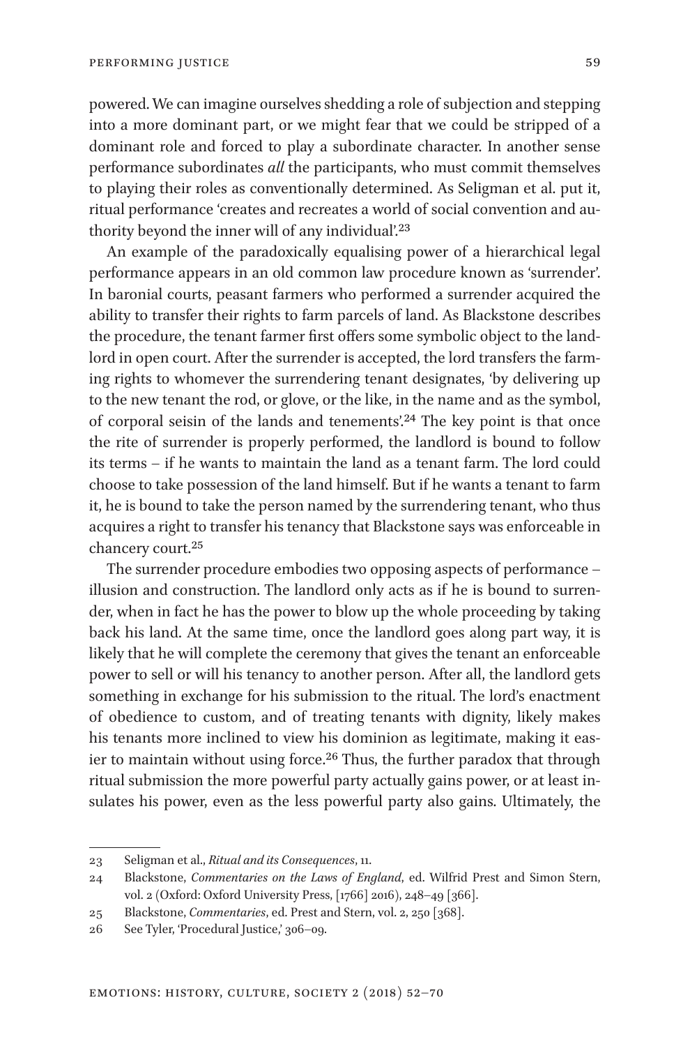powered. We can imagine ourselves shedding a role of subjection and stepping into a more dominant part, or we might fear that we could be stripped of a dominant role and forced to play a subordinate character. In another sense performance subordinates *all* the participants, who must commit themselves to playing their roles as conventionally determined. As Seligman et al. put it, ritual performance 'creates and recreates a world of social convention and authority beyond the inner will of any individual'.[23]

An example of the paradoxically equalising power of a hierarchical legal performance appears in an old common law procedure known as 'surrender'. In baronial courts, peasant farmers who performed a surrender acquired the ability to transfer their rights to farm parcels of land. As Blackstone describes the procedure, the tenant farmer first offers some symbolic object to the landlord in open court. After the surrender is accepted, the lord transfers the farming rights to whomever the surrendering tenant designates, 'by delivering up to the new tenant the rod, or glove, or the like, in the name and as the symbol, of corporal seisin of the lands and tenements'.[24] The key point is that once the rite of surrender is properly performed, the landlord is bound to follow its terms – if he wants to maintain the land as a tenant farm. The lord could choose to take possession of the land himself. But if he wants a tenant to farm it, he is bound to take the person named by the surrendering tenant, who thus acquires a right to transfer his tenancy that Blackstone says was enforceable in chancery court.[25]

The surrender procedure embodies two opposing aspects of performance – illusion and construction. The landlord only acts as if he is bound to surrender, when in fact he has the power to blow up the whole proceeding by taking back his land. At the same time, once the landlord goes along part way, it is likely that he will complete the ceremony that gives the tenant an enforceable power to sell or will his tenancy to another person. After all, the landlord gets something in exchange for his submission to the ritual. The lord's enactment of obedience to custom, and of treating tenants with dignity, likely makes his tenants more inclined to view his dominion as legitimate, making it easier to maintain without using force.[26] Thus, the further paradox that through ritual submission the more powerful party actually gains power, or at least insulates his power, even as the less powerful party also gains. Ultimately, the

23 Seligman et al., *Ritual and its Consequences*, 11.

24 Blackstone, *Commentaries on the Laws of England*, ed. Wilfrid Prest and Simon Stern, vol. 2 (Oxford: Oxford University Press, [1766] 2016), 248–49 [366].

25 Blackstone, *Commentaries*, ed. Prest and Stern, vol. 2, 250 [368].

26 See Tyler, 'Procedural Justice,' 306–09.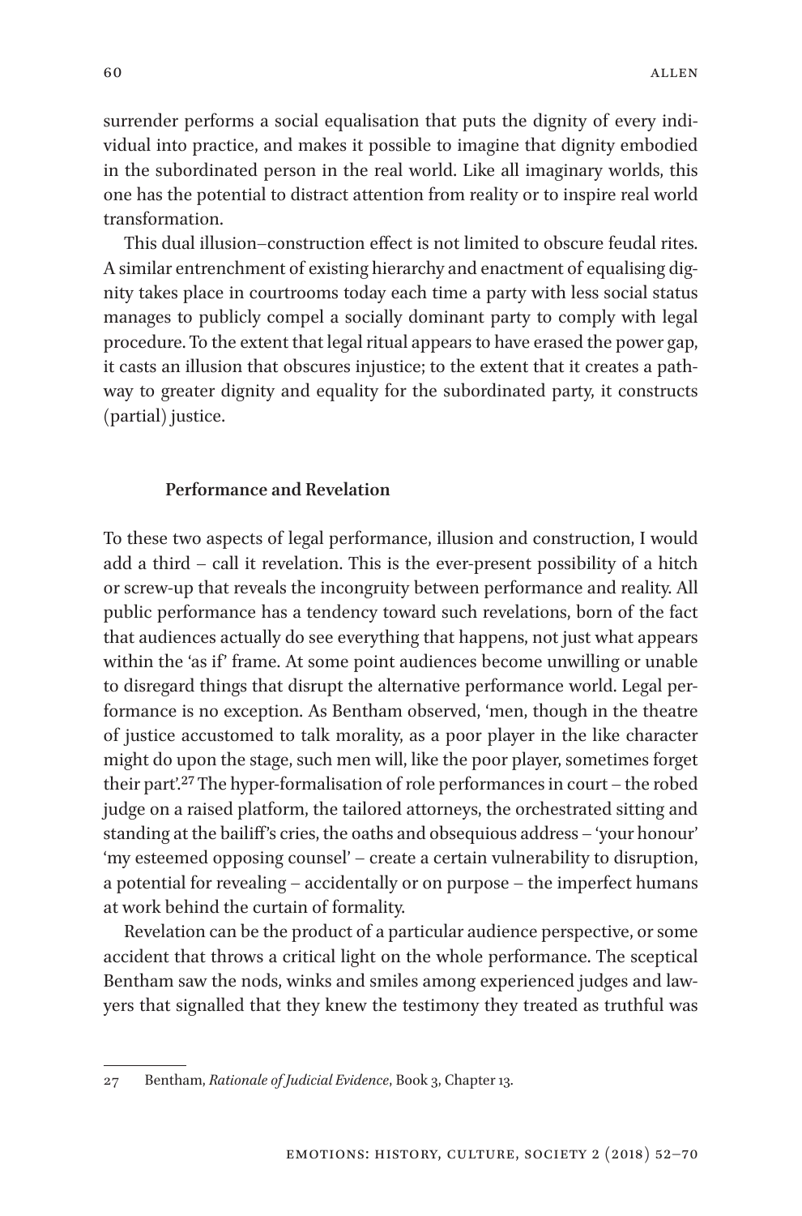surrender performs a social equalisation that puts the dignity of every individual into practice, and makes it possible to imagine that dignity embodied in the subordinated person in the real world. Like all imaginary worlds, this one has the potential to distract attention from reality or to inspire real world transformation.

This dual illusion–construction effect is not limited to obscure feudal rites. A similar entrenchment of existing hierarchy and enactment of equalising dignity takes place in courtrooms today each time a party with less social status manages to publicly compel a socially dominant party to comply with legal procedure. To the extent that legal ritual appears to have erased the power gap, it casts an illusion that obscures injustice; to the extent that it creates a pathway to greater dignity and equality for the subordinated party, it constructs (partial) justice.

## Performance and Revelation

To these two aspects of legal performance, illusion and construction, I would add a third – call it revelation. This is the ever-present possibility of a hitch or screw-up that reveals the incongruity between performance and reality. All public performance has a tendency toward such revelations, born of the fact that audiences actually do see everything that happens, not just what appears within the 'as if' frame. At some point audiences become unwilling or unable to disregard things that disrupt the alternative performance world. Legal performance is no exception. As Bentham observed, 'men, though in the theatre of justice accustomed to talk morality, as a poor player in the like character might do upon the stage, such men will, like the poor player, sometimes forget their part'.[27] The hyper-formalisation of role performances in court – the robed judge on a raised platform, the tailored attorneys, the orchestrated sitting and standing at the bailiff's cries, the oaths and obsequious address – 'your honour' 'my esteemed opposing counsel' – create a certain vulnerability to disruption, a potential for revealing – accidentally or on purpose – the imperfect humans at work behind the curtain of formality.

Revelation can be the product of a particular audience perspective, or some accident that throws a critical light on the whole performance. The sceptical Bentham saw the nods, winks and smiles among experienced judges and lawyers that signalled that they knew the testimony they treated as truthful was

---

27 Bentham, *Rationale of Judicial Evidence*, Book 3, Chapter 13.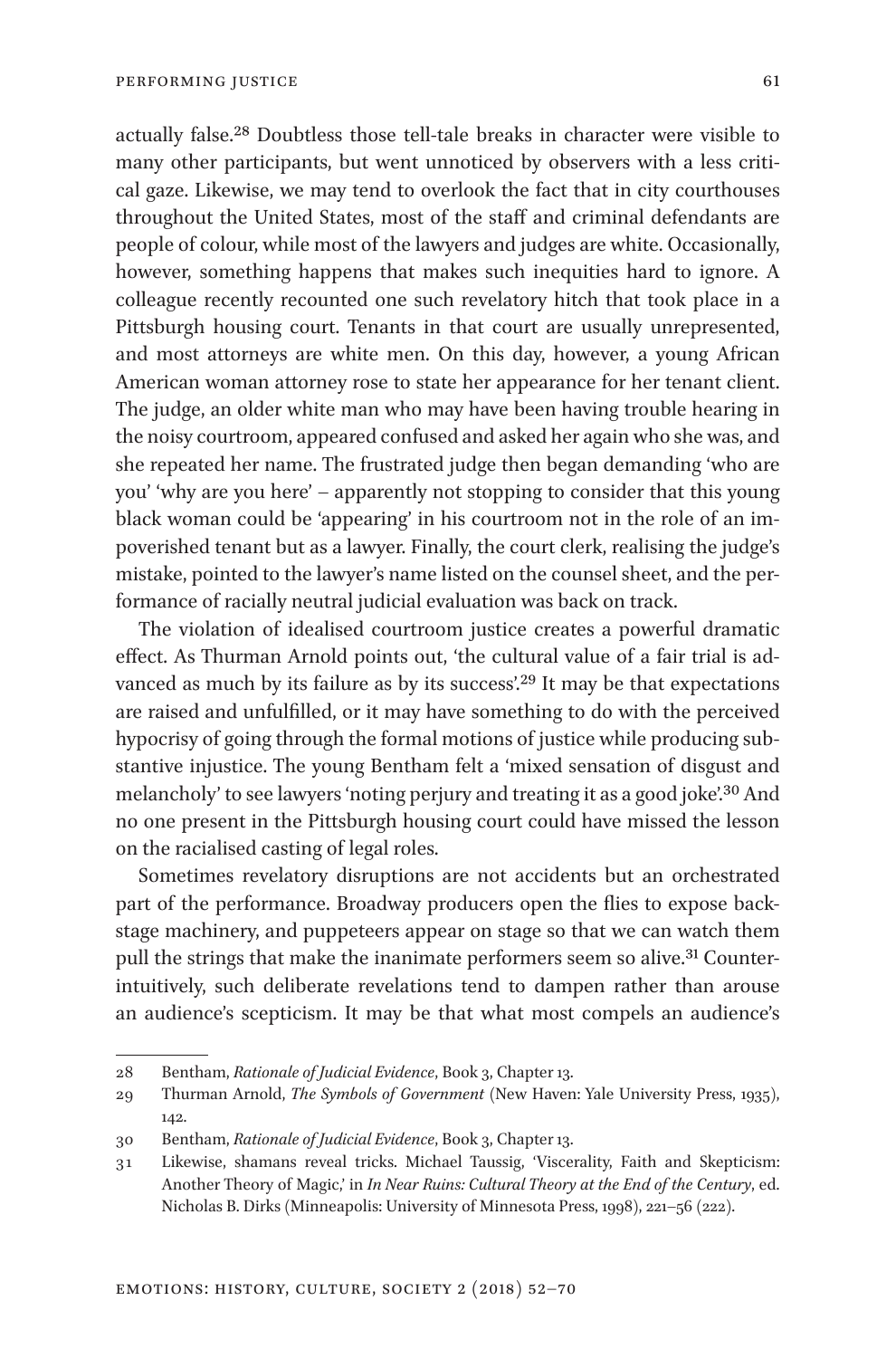actually false.[28] Doubtless those tell-tale breaks in character were visible to many other participants, but went unnoticed by observers with a less critical gaze. Likewise, we may tend to overlook the fact that in city courthouses throughout the United States, most of the staff and criminal defendants are people of colour, while most of the lawyers and judges are white. Occasionally, however, something happens that makes such inequities hard to ignore. A colleague recently recounted one such revelatory hitch that took place in a Pittsburgh housing court. Tenants in that court are usually unrepresented, and most attorneys are white men. On this day, however, a young African American woman attorney rose to state her appearance for her tenant client. The judge, an older white man who may have been having trouble hearing in the noisy courtroom, appeared confused and asked her again who she was, and she repeated her name. The frustrated judge then began demanding 'who are you' 'why are you here' – apparently not stopping to consider that this young black woman could be 'appearing' in his courtroom not in the role of an impoverished tenant but as a lawyer. Finally, the court clerk, realising the judge's mistake, pointed to the lawyer's name listed on the counsel sheet, and the performance of racially neutral judicial evaluation was back on track.

The violation of idealised courtroom justice creates a powerful dramatic effect. As Thurman Arnold points out, 'the cultural value of a fair trial is advanced as much by its failure as by its success'.[29] It may be that expectations are raised and unfulfilled, or it may have something to do with the perceived hypocrisy of going through the formal motions of justice while producing substantive injustice. The young Bentham felt a 'mixed sensation of disgust and melancholy' to see lawyers 'noting perjury and treating it as a good joke'.[30] And no one present in the Pittsburgh housing court could have missed the lesson on the racialised casting of legal roles.

Sometimes revelatory disruptions are not accidents but an orchestrated part of the performance. Broadway producers open the flies to expose backstage machinery, and puppeteers appear on stage so that we can watch them pull the strings that make the inanimate performers seem so alive.[31] Counterintuitively, such deliberate revelations tend to dampen rather than arouse an audience's scepticism. It may be that what most compels an audience's

---

28 Bentham, *Rationale of Judicial Evidence*, Book 3, Chapter 13.

29 Thurman Arnold, *The Symbols of Government* (New Haven: Yale University Press, 1935), 142.

30 Bentham, *Rationale of Judicial Evidence*, Book 3, Chapter 13.

31 Likewise, shamans reveal tricks. Michael Taussig, 'Viscerality, Faith and Skepticism: Another Theory of Magic,' in *In Near Ruins: Cultural Theory at the End of the Century*, ed. Nicholas B. Dirks (Minneapolis: University of Minnesota Press, 1998), 221–56 (222).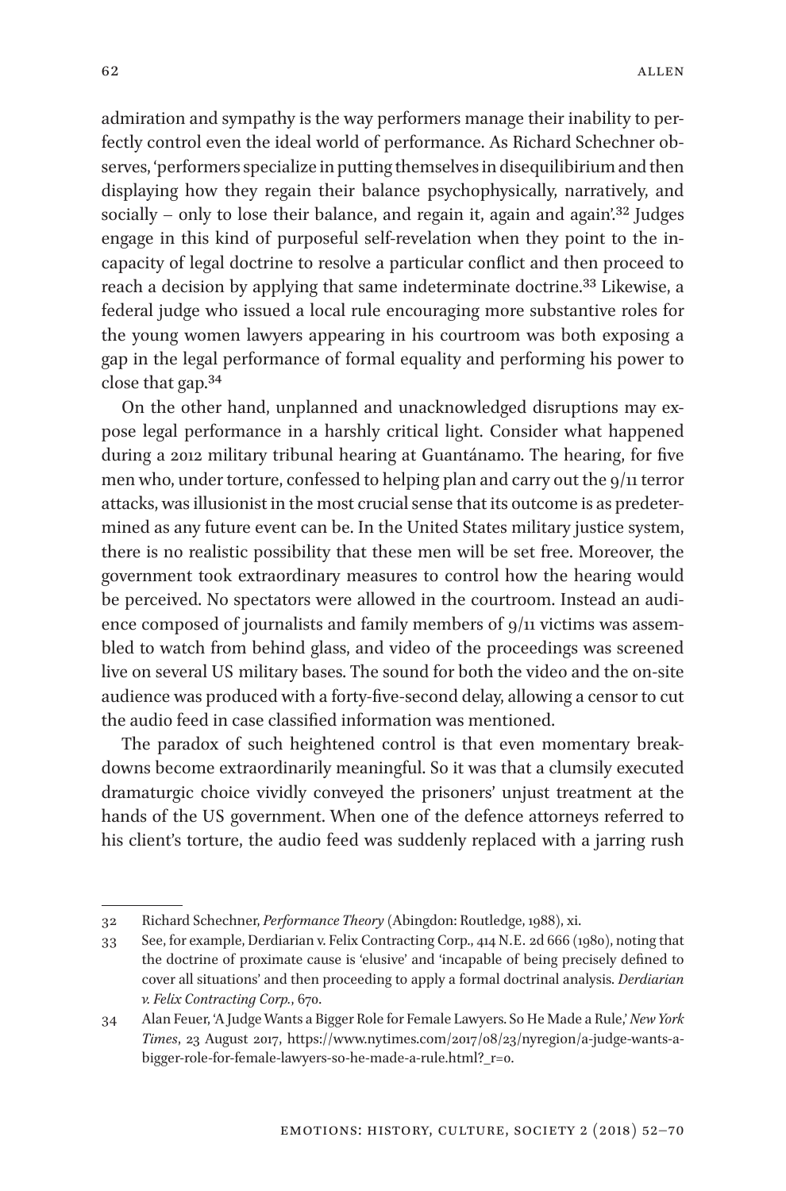admiration and sympathy is the way performers manage their inability to perfectly control even the ideal world of performance. As Richard Schechner observes, 'performers specialize in putting themselves in disequilibrium and then displaying how they regain their balance psychophysically, narratively, and socially – only to lose their balance, and regain it, again and again'.[32] Judges engage in this kind of purposeful self-revelation when they point to the incapacity of legal doctrine to resolve a particular conflict and then proceed to reach a decision by applying that same indeterminate doctrine.[33] Likewise, a federal judge who issued a local rule encouraging more substantive roles for the young women lawyers appearing in his courtroom was both exposing a gap in the legal performance of formal equality and performing his power to close that gap.[34]

On the other hand, unplanned and unacknowledged disruptions may expose legal performance in a harshly critical light. Consider what happened during a 2012 military tribunal hearing at Guantánamo. The hearing, for five men who, under torture, confessed to helping plan and carry out the 9/11 terror attacks, was illusionist in the most crucial sense that its outcome is as predetermined as any future event can be. In the United States military justice system, there is no realistic possibility that these men will be set free. Moreover, the government took extraordinary measures to control how the hearing would be perceived. No spectators were allowed in the courtroom. Instead an audience composed of journalists and family members of 9/11 victims was assembled to watch from behind glass, and video of the proceedings was screened live on several US military bases. The sound for both the video and the on-site audience was produced with a forty-five-second delay, allowing a censor to cut the audio feed in case classified information was mentioned.

The paradox of such heightened control is that even momentary breakdowns become extraordinarily meaningful. So it was that a clumsily executed dramaturgic choice vividly conveyed the prisoners' unjust treatment at the hands of the US government. When one of the defence attorneys referred to his client's torture, the audio feed was suddenly replaced with a jarring rush

---

32 Richard Schechner, *Performance Theory* (Abingdon: Routledge, 1988), xi.

33 See, for example, Derdiarian v. Felix Contracting Corp., 414 N.E. 2d 666 (1980), noting that the doctrine of proximate cause is 'elusive' and 'incapable of being precisely defined to cover all situations' and then proceeding to apply a formal doctrinal analysis. *Derdiarian v. Felix Contracting Corp.*, 670.

34 Alan Feuer, 'A Judge Wants a Bigger Role for Female Lawyers. So He Made a Rule,' *New York Times*, 23 August 2017, https://www.nytimes.com/2017/08/23/nyregion/a-judge-wants-a-bigger-role-for-female-lawyers-so-he-made-a-rule.html?_r=0.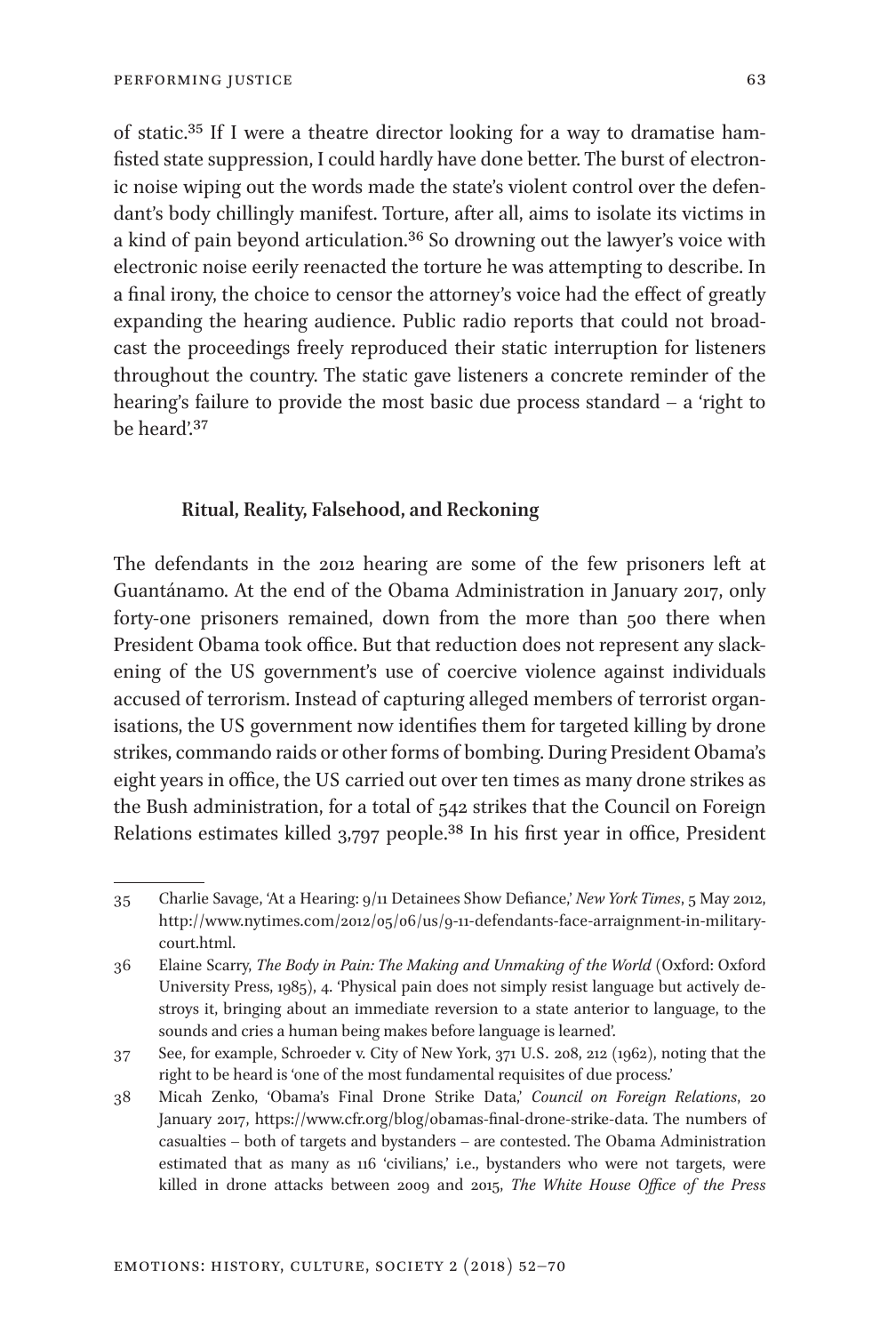of static.[35] If I were a theatre director looking for a way to dramatise ham-fisted state suppression, I could hardly have done better. The burst of electronic noise wiping out the words made the state's violent control over the defendant's body chillingly manifest. Torture, after all, aims to isolate its victims in a kind of pain beyond articulation.[36] So drowning out the lawyer's voice with electronic noise eerily reenacted the torture he was attempting to describe. In a final irony, the choice to censor the attorney's voice had the effect of greatly expanding the hearing audience. Public radio reports that could not broadcast the proceedings freely reproduced their static interruption for listeners throughout the country. The static gave listeners a concrete reminder of the hearing's failure to provide the most basic due process standard – a 'right to be heard'.[37]

### Ritual, Reality, Falsehood, and Reckoning

The defendants in the 2012 hearing are some of the few prisoners left at Guantánamo. At the end of the Obama Administration in January 2017, only forty-one prisoners remained, down from the more than 500 there when President Obama took office. But that reduction does not represent any slackening of the US government's use of coercive violence against individuals accused of terrorism. Instead of capturing alleged members of terrorist organisations, the US government now identifies them for targeted killing by drone strikes, commando raids or other forms of bombing. During President Obama's eight years in office, the US carried out over ten times as many drone strikes as the Bush administration, for a total of 542 strikes that the Council on Foreign Relations estimates killed 3,797 people.[38] In his first year in office, President

---

35 Charlie Savage, 'At a Hearing: 9/11 Detainees Show Defiance,' *New York Times*, 5 May 2012, http://www.nytimes.com/2012/05/06/us/9-11-defendants-face-arraignment-in-military-court.html.

36 Elaine Scarry, *The Body in Pain: The Making and Unmaking of the World* (Oxford: Oxford University Press, 1985), 4. 'Physical pain does not simply resist language but actively destroys it, bringing about an immediate reversion to a state anterior to language, to the sounds and cries a human being makes before language is learned'.

37 See, for example, Schroeder v. City of New York, 371 U.S. 208, 212 (1962), noting that the right to be heard is 'one of the most fundamental requisites of due process.'

38 Micah Zenko, 'Obama's Final Drone Strike Data,' *Council on Foreign Relations*, 20 January 2017, https://www.cfr.org/blog/obamas-final-drone-strike-data. The numbers of casualties – both of targets and bystanders – are contested. The Obama Administration estimated that as many as 116 'civilians,' i.e., bystanders who were not targets, were killed in drone attacks between 2009 and 2015, *The White House Office of the Press*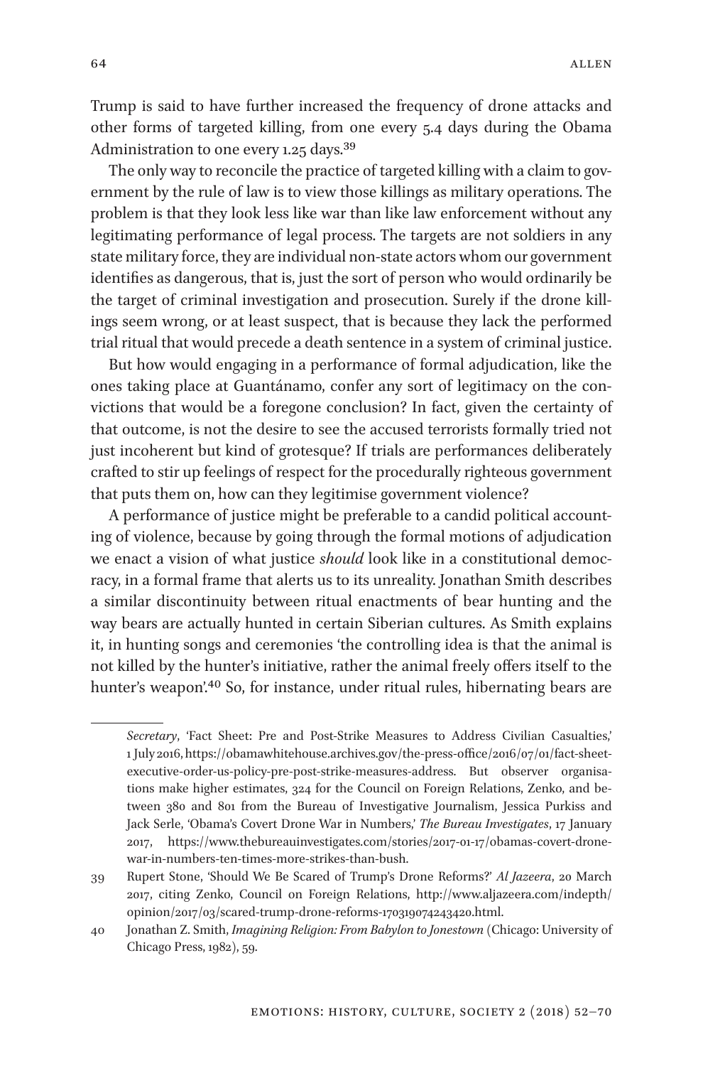Trump is said to have further increased the frequency of drone attacks and other forms of targeted killing, from one every 5.4 days during the Obama Administration to one every 1.25 days.[39]

The only way to reconcile the practice of targeted killing with a claim to government by the rule of law is to view those killings as military operations. The problem is that they look less like war than like law enforcement without any legitimating performance of legal process. The targets are not soldiers in any state military force, they are individual non-state actors whom our government identifies as dangerous, that is, just the sort of person who would ordinarily be the target of criminal investigation and prosecution. Surely if the drone killings seem wrong, or at least suspect, that is because they lack the performed trial ritual that would precede a death sentence in a system of criminal justice.

But how would engaging in a performance of formal adjudication, like the ones taking place at Guantánamo, confer any sort of legitimacy on the convictions that would be a foregone conclusion? In fact, given the certainty of that outcome, is not the desire to see the accused terrorists formally tried not just incoherent but kind of grotesque? If trials are performances deliberately crafted to stir up feelings of respect for the procedurally righteous government that puts them on, how can they legitimise government violence?

A performance of justice might be preferable to a candid political accounting of violence, because by going through the formal motions of adjudication we enact a vision of what justice *should* look like in a constitutional democracy, in a formal frame that alerts us to its unreality. Jonathan Smith describes a similar discontinuity between ritual enactments of bear hunting and the way bears are actually hunted in certain Siberian cultures. As Smith explains it, in hunting songs and ceremonies 'the controlling idea is that the animal is not killed by the hunter's initiative, rather the animal freely offers itself to the hunter's weapon'.[40] So, for instance, under ritual rules, hibernating bears are

---

*Secretary*, 'Fact Sheet: Pre and Post-Strike Measures to Address Civilian Casualties,' 1 July 2016, https://obamawhitehouse.archives.gov/the-press-office/2016/07/01/fact-sheet-executive-order-us-policy-pre-post-strike-measures-address. But observer organisations make higher estimates, 324 for the Council on Foreign Relations, Zenko, and between 380 and 801 from the Bureau of Investigative Journalism, Jessica Purkiss and Jack Serle, 'Obama's Covert Drone War in Numbers,' *The Bureau Investigates*, 17 January 2017, https://www.thebureauinvestigates.com/stories/2017-01-17/obamas-covert-drone-war-in-numbers-ten-times-more-strikes-than-bush.

39 Rupert Stone, 'Should We Be Scared of Trump's Drone Reforms?' *Al Jazeera*, 20 March 2017, citing Zenko, Council on Foreign Relations, http://www.aljazeera.com/indepth/opinion/2017/03/scared-trump-drone-reforms-170319074243420.html.

40 Jonathan Z. Smith, *Imagining Religion: From Babylon to Jonestown* (Chicago: University of Chicago Press, 1982), 59.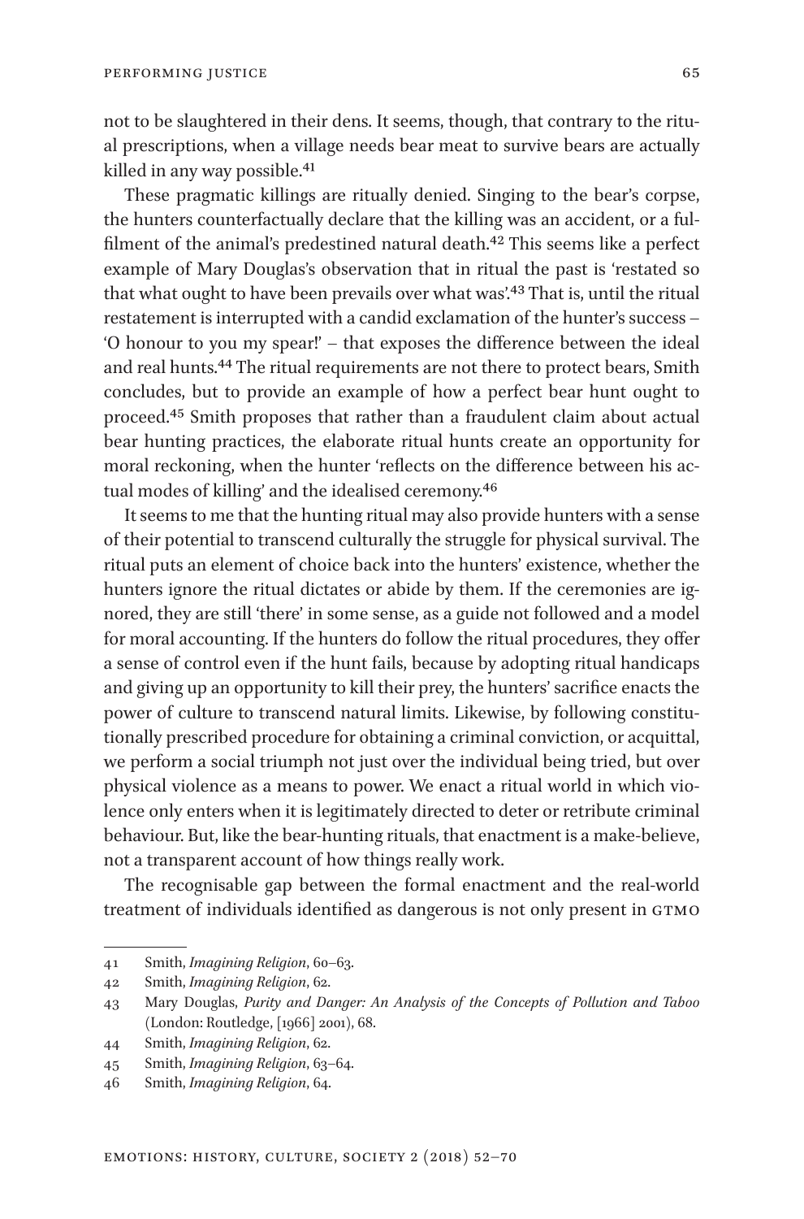not to be slaughtered in their dens. It seems, though, that contrary to the ritual prescriptions, when a village needs bear meat to survive bears are actually killed in any way possible.[41]

These pragmatic killings are ritually denied. Singing to the bear's corpse, the hunters counterfactually declare that the killing was an accident, or a fulfilment of the animal's predestined natural death.[42] This seems like a perfect example of Mary Douglas's observation that in ritual the past is 'restated so that what ought to have been prevails over what was'.[43] That is, until the ritual restatement is interrupted with a candid exclamation of the hunter's success – 'O honour to you my spear!' – that exposes the difference between the ideal and real hunts.[44] The ritual requirements are not there to protect bears, Smith concludes, but to provide an example of how a perfect bear hunt ought to proceed.[45] Smith proposes that rather than a fraudulent claim about actual bear hunting practices, the elaborate ritual hunts create an opportunity for moral reckoning, when the hunter 'reflects on the difference between his actual modes of killing' and the idealised ceremony.[46]

It seems to me that the hunting ritual may also provide hunters with a sense of their potential to transcend culturally the struggle for physical survival. The ritual puts an element of choice back into the hunters' existence, whether the hunters ignore the ritual dictates or abide by them. If the ceremonies are ignored, they are still 'there' in some sense, as a guide not followed and a model for moral accounting. If the hunters do follow the ritual procedures, they offer a sense of control even if the hunt fails, because by adopting ritual handicaps and giving up an opportunity to kill their prey, the hunters' sacrifice enacts the power of culture to transcend natural limits. Likewise, by following constitutionally prescribed procedure for obtaining a criminal conviction, or acquittal, we perform a social triumph not just over the individual being tried, but over physical violence as a means to power. We enact a ritual world in which violence only enters when it is legitimately directed to deter or retribute criminal behaviour. But, like the bear-hunting rituals, that enactment is a make-believe, not a transparent account of how things really work.

The recognisable gap between the formal enactment and the real-world treatment of individuals identified as dangerous is not only present in GTMO

---

41 Smith, *Imagining Religion*, 60–63.

42 Smith, *Imagining Religion*, 62.

43 Mary Douglas, *Purity and Danger: An Analysis of the Concepts of Pollution and Taboo* (London: Routledge, [1966] 2001), 68.

44 Smith, *Imagining Religion*, 62.

45 Smith, *Imagining Religion*, 63–64.

46 Smith, *Imagining Religion*, 64.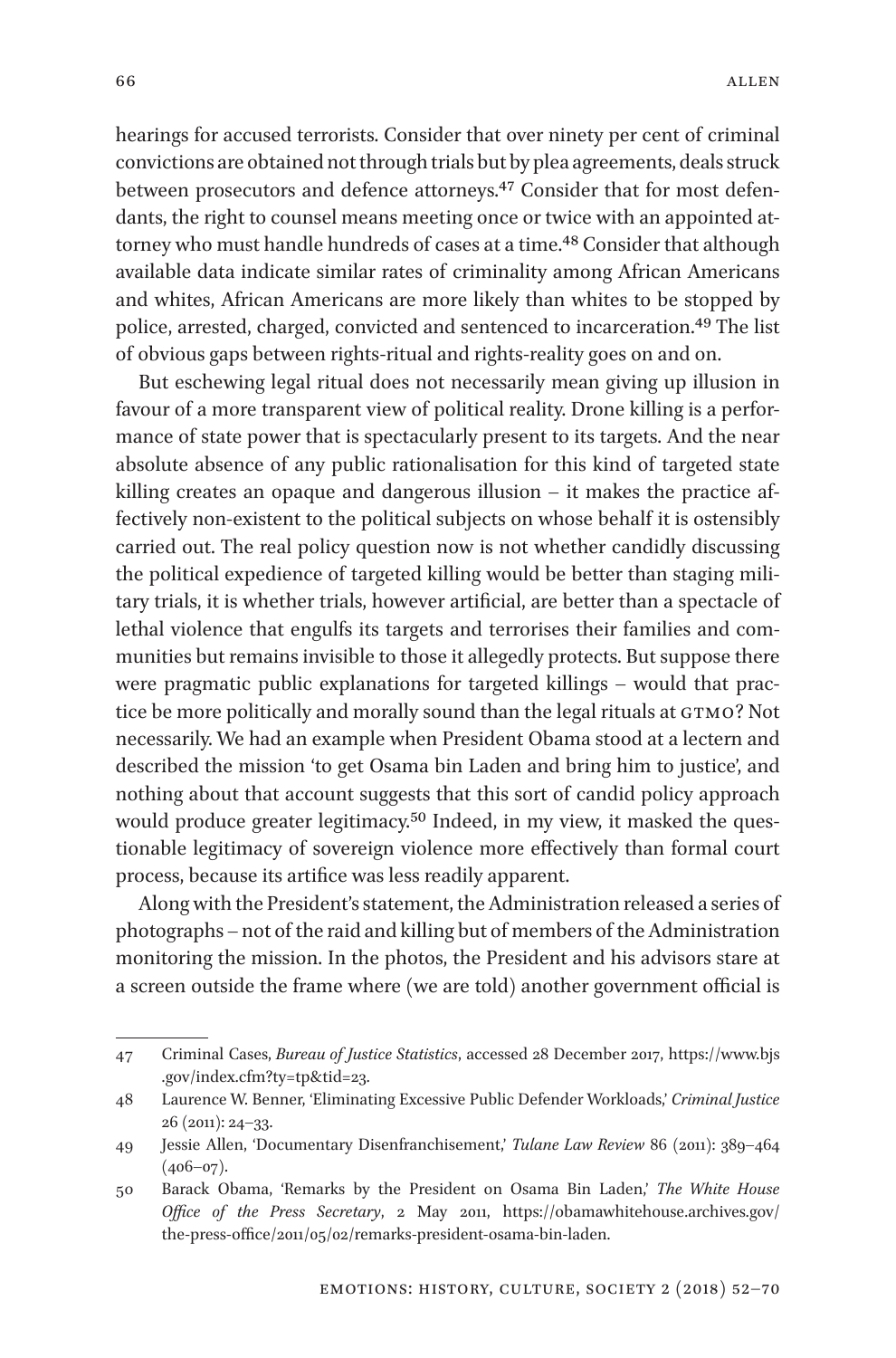hearings for accused terrorists. Consider that over ninety per cent of criminal convictions are obtained not through trials but by plea agreements, deals struck between prosecutors and defence attorneys.[47] Consider that for most defendants, the right to counsel means meeting once or twice with an appointed attorney who must handle hundreds of cases at a time.[48] Consider that although available data indicate similar rates of criminality among African Americans and whites, African Americans are more likely than whites to be stopped by police, arrested, charged, convicted and sentenced to incarceration.[49] The list of obvious gaps between rights-ritual and rights-reality goes on and on.

But eschewing legal ritual does not necessarily mean giving up illusion in favour of a more transparent view of political reality. Drone killing is a performance of state power that is spectacularly present to its targets. And the near absolute absence of any public rationalisation for this kind of targeted state killing creates an opaque and dangerous illusion – it makes the practice affectively non-existent to the political subjects on whose behalf it is ostensibly carried out. The real policy question now is not whether candidly discussing the political expedience of targeted killing would be better than staging military trials, it is whether trials, however artificial, are better than a spectacle of lethal violence that engulfs its targets and terrorises their families and communities but remains invisible to those it allegedly protects. But suppose there were pragmatic public explanations for targeted killings – would that practice be more politically and morally sound than the legal rituals at GTMO? Not necessarily. We had an example when President Obama stood at a lectern and described the mission 'to get Osama bin Laden and bring him to justice', and nothing about that account suggests that this sort of candid policy approach would produce greater legitimacy.[50] Indeed, in my view, it masked the questionable legitimacy of sovereign violence more effectively than formal court process, because its artifice was less readily apparent.

Along with the President's statement, the Administration released a series of photographs – not of the raid and killing but of members of the Administration monitoring the mission. In the photos, the President and his advisors stare at a screen outside the frame where (we are told) another government official is

---

47 Criminal Cases, *Bureau of Justice Statistics*, accessed 28 December 2017, https://www.bjs.gov/index.cfm?ty=tp&tid=23.

48 Laurence W. Benner, 'Eliminating Excessive Public Defender Workloads,' *Criminal Justice* 26 (2011): 24–33.

49 Jessie Allen, 'Documentary Disenfranchisement,' *Tulane Law Review* 86 (2011): 389–464 (406–07).

50 Barack Obama, 'Remarks by the President on Osama Bin Laden,' *The White House Office of the Press Secretary*, 2 May 2011, https://obamawhitehouse.archives.gov/the-press-office/2011/05/02/remarks-president-osama-bin-laden.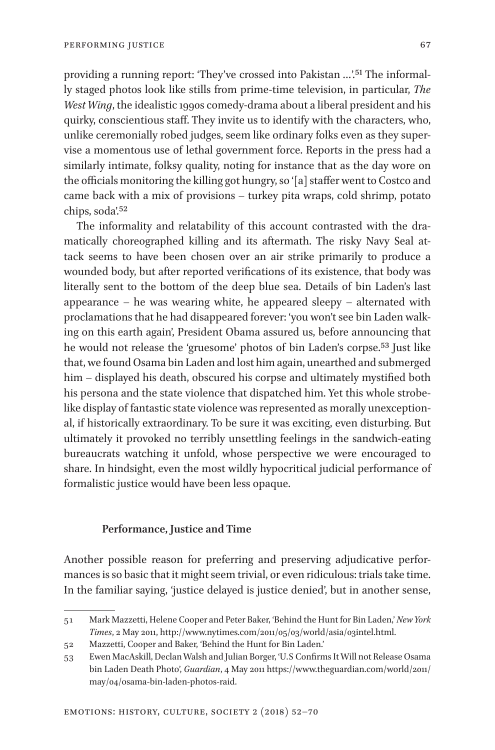providing a running report: 'They've crossed into Pakistan …'.[51] The informally staged photos look like stills from prime-time television, in particular, *The West Wing*, the idealistic 1990s comedy-drama about a liberal president and his quirky, conscientious staff. They invite us to identify with the characters, who, unlike ceremonially robed judges, seem like ordinary folks even as they supervise a momentous use of lethal government force. Reports in the press had a similarly intimate, folksy quality, noting for instance that as the day wore on the officials monitoring the killing got hungry, so '[a] staffer went to Costco and came back with a mix of provisions – turkey pita wraps, cold shrimp, potato chips, soda'.[52]

The informality and relatability of this account contrasted with the dramatically choreographed killing and its aftermath. The risky Navy Seal attack seems to have been chosen over an air strike primarily to produce a wounded body, but after reported verifications of its existence, that body was literally sent to the bottom of the deep blue sea. Details of bin Laden's last appearance – he was wearing white, he appeared sleepy – alternated with proclamations that he had disappeared forever: 'you won't see bin Laden walking on this earth again', President Obama assured us, before announcing that he would not release the 'gruesome' photos of bin Laden's corpse.[53] Just like that, we found Osama bin Laden and lost him again, unearthed and submerged him – displayed his death, obscured his corpse and ultimately mystified both his persona and the state violence that dispatched him. Yet this whole strobe-like display of fantastic state violence was represented as morally unexceptional, if historically extraordinary. To be sure it was exciting, even disturbing. But ultimately it provoked no terribly unsettling feelings in the sandwich-eating bureaucrats watching it unfold, whose perspective we were encouraged to share. In hindsight, even the most wildly hypocritical judicial performance of formalistic justice would have been less opaque.

## Performance, Justice and Time

Another possible reason for preferring and preserving adjudicative performances is so basic that it might seem trivial, or even ridiculous: trials take time. In the familiar saying, 'justice delayed is justice denied', but in another sense,

---

51 Mark Mazzetti, Helene Cooper and Peter Baker, 'Behind the Hunt for Bin Laden,' *New York Times*, 2 May 2011, http://www.nytimes.com/2011/05/03/world/asia/03intel.html.

52 Mazzetti, Cooper and Baker, 'Behind the Hunt for Bin Laden.'

53 Ewen MacAskill, Declan Walsh and Julian Borger, 'U.S Confirms It Will not Release Osama bin Laden Death Photo', *Guardian*, 4 May 2011 https://www.theguardian.com/world/2011/may/04/osama-bin-laden-photos-raid.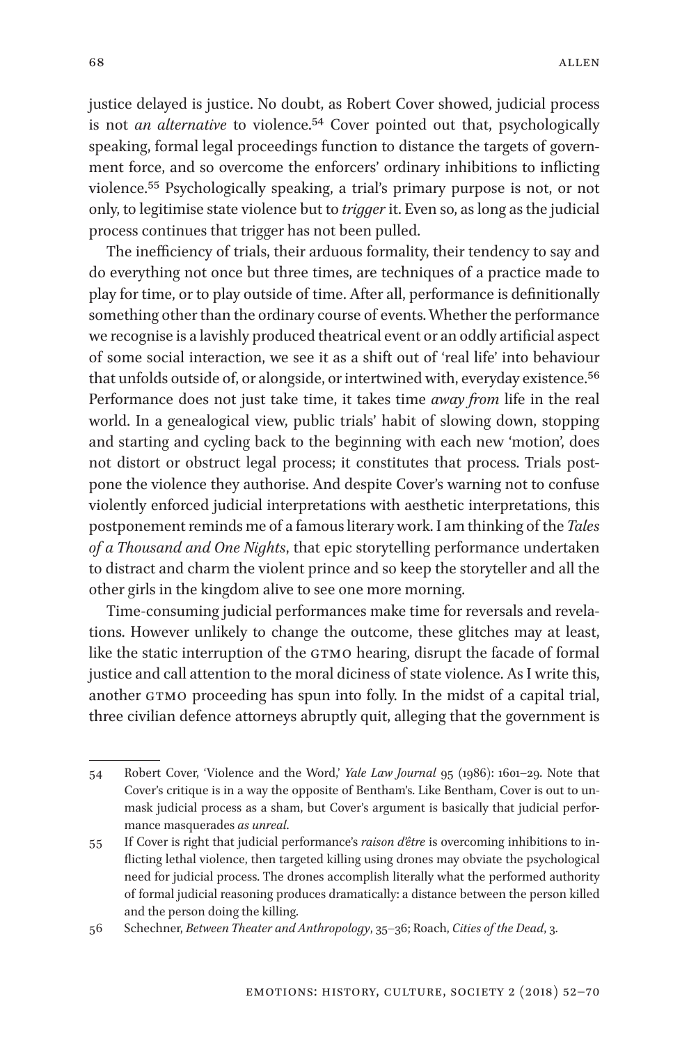justice delayed is justice. No doubt, as Robert Cover showed, judicial process is not *an alternative* to violence.[54] Cover pointed out that, psychologically speaking, formal legal proceedings function to distance the targets of government force, and so overcome the enforcers' ordinary inhibitions to inflicting violence.[55] Psychologically speaking, a trial's primary purpose is not, or not only, to legitimise state violence but to *trigger* it. Even so, as long as the judicial process continues that trigger has not been pulled.

The inefficiency of trials, their arduous formality, their tendency to say and do everything not once but three times, are techniques of a practice made to play for time, or to play outside of time. After all, performance is definitionally something other than the ordinary course of events. Whether the performance we recognise is a lavishly produced theatrical event or an oddly artificial aspect of some social interaction, we see it as a shift out of 'real life' into behaviour that unfolds outside of, or alongside, or intertwined with, everyday existence.[56] Performance does not just take time, it takes time *away from* life in the real world. In a genealogical view, public trials' habit of slowing down, stopping and starting and cycling back to the beginning with each new 'motion', does not distort or obstruct legal process; it constitutes that process. Trials postpone the violence they authorise. And despite Cover's warning not to confuse violently enforced judicial interpretations with aesthetic interpretations, this postponement reminds me of a famous literary work. I am thinking of the *Tales of a Thousand and One Nights*, that epic storytelling performance undertaken to distract and charm the violent prince and so keep the storyteller and all the other girls in the kingdom alive to see one more morning.

Time-consuming judicial performances make time for reversals and revelations. However unlikely to change the outcome, these glitches may at least, like the static interruption of the GTMO hearing, disrupt the facade of formal justice and call attention to the moral diciness of state violence. As I write this, another GTMO proceeding has spun into folly. In the midst of a capital trial, three civilian defence attorneys abruptly quit, alleging that the government is

---

54 Robert Cover, 'Violence and the Word,' *Yale Law Journal* 95 (1986): 1601–29. Note that Cover's critique is in a way the opposite of Bentham's. Like Bentham, Cover is out to unmask judicial process as a sham, but Cover's argument is basically that judicial performance masquerades *as unreal*.

55 If Cover is right that judicial performance's *raison d'être* is overcoming inhibitions to inflicting lethal violence, then targeted killing using drones may obviate the psychological need for judicial process. The drones accomplish literally what the performed authority of formal judicial reasoning produces dramatically: a distance between the person killed and the person doing the killing.

56 Schechner, *Between Theater and Anthropology*, 35–36; Roach, *Cities of the Dead*, 3.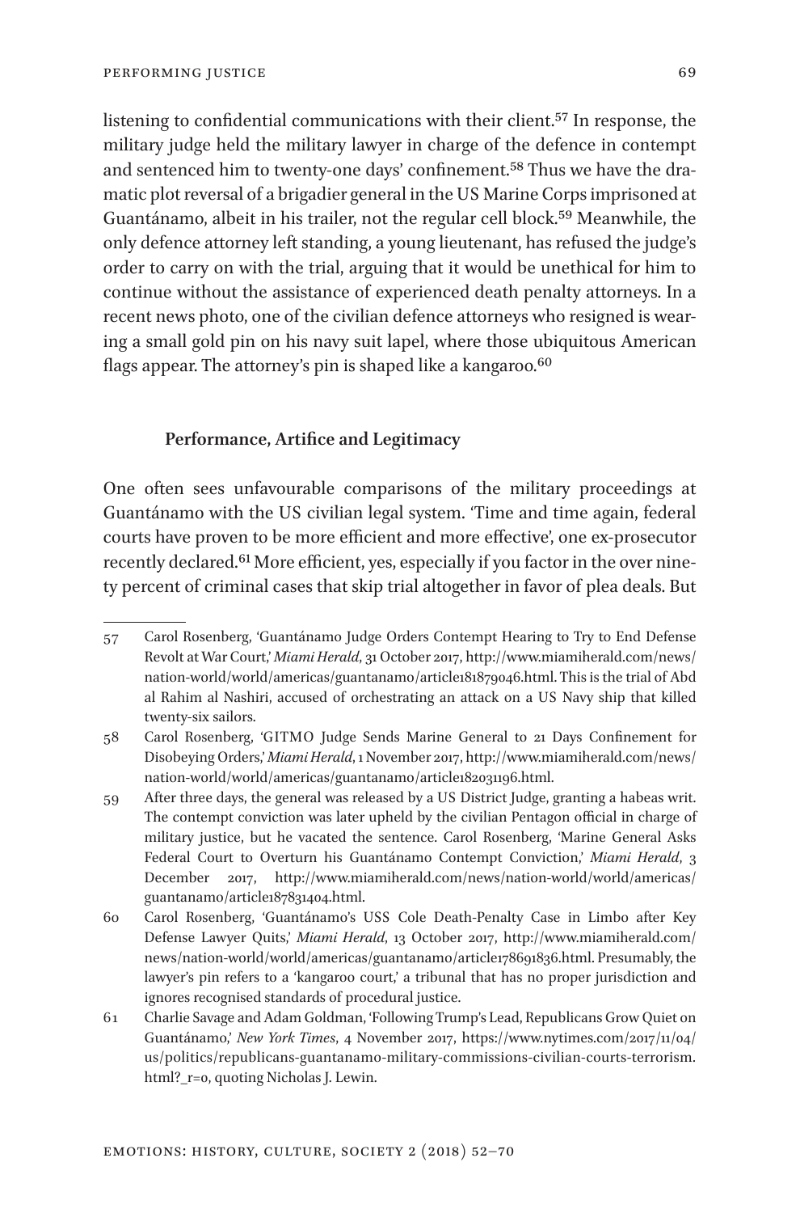listening to confidential communications with their client.[57] In response, the military judge held the military lawyer in charge of the defence in contempt and sentenced him to twenty-one days' confinement.[58] Thus we have the dramatic plot reversal of a brigadier general in the US Marine Corps imprisoned at Guantánamo, albeit in his trailer, not the regular cell block.[59] Meanwhile, the only defence attorney left standing, a young lieutenant, has refused the judge's order to carry on with the trial, arguing that it would be unethical for him to continue without the assistance of experienced death penalty attorneys. In a recent news photo, one of the civilian defence attorneys who resigned is wearing a small gold pin on his navy suit lapel, where those ubiquitous American flags appear. The attorney's pin is shaped like a kangaroo.[60]

### Performance, Artifice and Legitimacy

One often sees unfavourable comparisons of the military proceedings at Guantánamo with the US civilian legal system. 'Time and time again, federal courts have proven to be more efficient and more effective', one ex-prosecutor recently declared.[61] More efficient, yes, especially if you factor in the over ninety percent of criminal cases that skip trial altogether in favor of plea deals. But

---

57 Carol Rosenberg, 'Guantánamo Judge Orders Contempt Hearing to Try to End Defense Revolt at War Court,' *Miami Herald*, 31 October 2017, http://www.miamiherald.com/news/nation-world/world/americas/guantanamo/article181879046.html. This is the trial of Abd al Rahim al Nashiri, accused of orchestrating an attack on a US Navy ship that killed twenty-six sailors.

58 Carol Rosenberg, 'GITMO Judge Sends Marine General to 21 Days Confinement for Disobeying Orders,' *Miami Herald*, 1 November 2017, http://www.miamiherald.com/news/nation-world/world/americas/guantanamo/article182031196.html.

59 After three days, the general was released by a US District Judge, granting a habeas writ. The contempt conviction was later upheld by the civilian Pentagon official in charge of military justice, but he vacated the sentence. Carol Rosenberg, 'Marine General Asks Federal Court to Overturn his Guantánamo Contempt Conviction,' *Miami Herald*, 3 December 2017, http://www.miamiherald.com/news/nation-world/world/americas/guantanamo/article187831404.html.

60 Carol Rosenberg, 'Guantánamo's USS Cole Death-Penalty Case in Limbo after Key Defense Lawyer Quits,' *Miami Herald*, 13 October 2017, http://www.miamiherald.com/news/nation-world/world/americas/guantanamo/article178691836.html. Presumably, the lawyer's pin refers to a 'kangaroo court,' a tribunal that has no proper jurisdiction and ignores recognised standards of procedural justice.

61 Charlie Savage and Adam Goldman, 'Following Trump's Lead, Republicans Grow Quiet on Guantánamo,' *New York Times*, 4 November 2017, https://www.nytimes.com/2017/11/04/us/politics/republicans-guantanamo-military-commissions-civilian-courts-terrorism.html?_r=0, quoting Nicholas J. Lewin.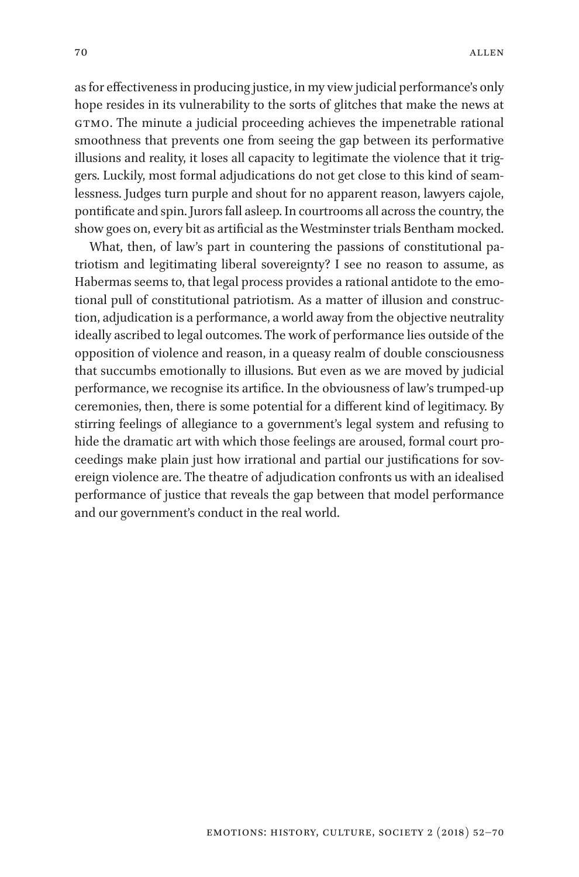as for effectiveness in producing justice, in my view judicial performance's only hope resides in its vulnerability to the sorts of glitches that make the news at GTMO. The minute a judicial proceeding achieves the impenetrable rational smoothness that prevents one from seeing the gap between its performative illusions and reality, it loses all capacity to legitimate the violence that it triggers. Luckily, most formal adjudications do not get close to this kind of seamlessness. Judges turn purple and shout for no apparent reason, lawyers cajole, pontificate and spin. Jurors fall asleep. In courtrooms all across the country, the show goes on, every bit as artificial as the Westminster trials Bentham mocked.

What, then, of law's part in countering the passions of constitutional patriotism and legitimating liberal sovereignty? I see no reason to assume, as Habermas seems to, that legal process provides a rational antidote to the emotional pull of constitutional patriotism. As a matter of illusion and construction, adjudication is a performance, a world away from the objective neutrality ideally ascribed to legal outcomes. The work of performance lies outside of the opposition of violence and reason, in a queasy realm of double consciousness that succumbs emotionally to illusions. But even as we are moved by judicial performance, we recognise its artifice. In the obviousness of law's trumped-up ceremonies, then, there is some potential for a different kind of legitimacy. By stirring feelings of allegiance to a government's legal system and refusing to hide the dramatic art with which those feelings are aroused, formal court proceedings make plain just how irrational and partial our justifications for sovereign violence are. The theatre of adjudication confronts us with an idealised performance of justice that reveals the gap between that model performance and our government's conduct in the real world.